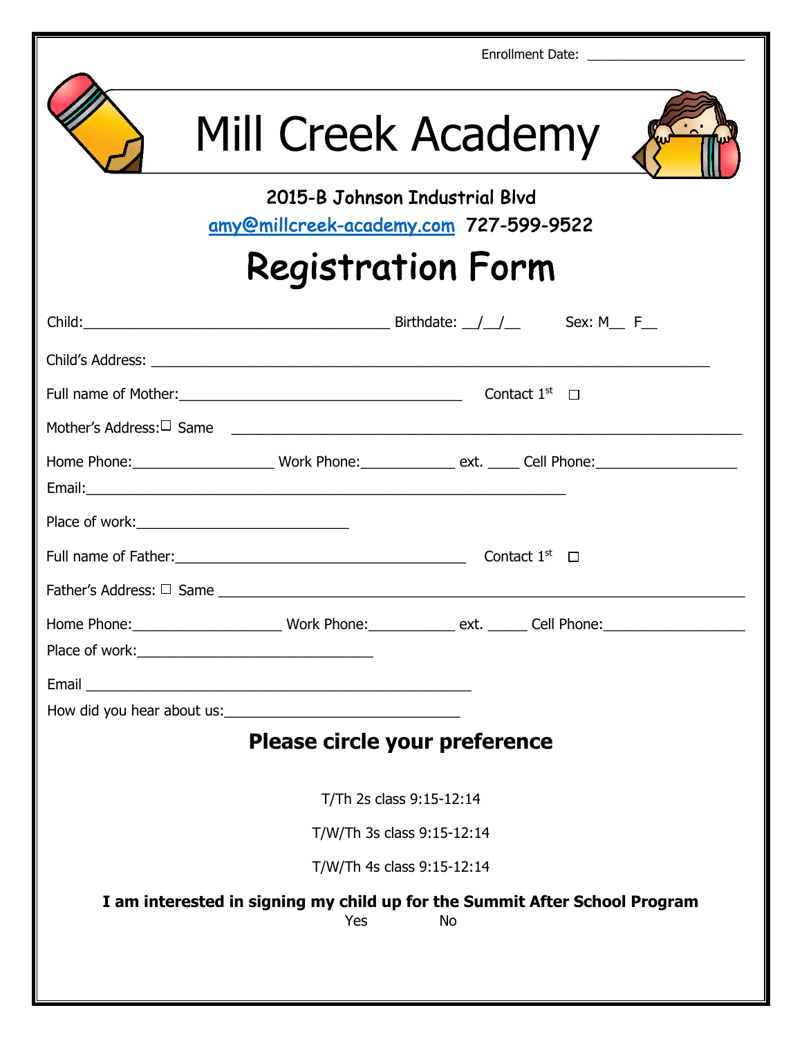Enrollment Date: ______________________

# Mill Creek Academy

2015-B Johnson Industrial Blvd

amy@millcreek-academy.com 727-599-9522

# Registration Form

Child:________________________________________ Birthdate: __/__/__ Sex: M__ F__

Child's Address: __________________________________________________________________________

Full name of Mother:_____________________________________ Contact 1st ☐

Mother's Address:☐ Same ___________________________________________________________________

Home Phone:_________________ Work Phone:____________ ext. ____ Cell Phone:__________________

Email:_______________________________________________________________

Place of work:____________________________

Full name of Father:_____________________________________ Contact 1st ☐

Father's Address: ☐ Same ______________________________________________________________________

Home Phone:___________________ Work Phone:___________ ext. _____ Cell Phone:__________________

Place of work:_______________________________

Email ___________________________________________________

How did you hear about us:______________________________

**Please circle your preference**

T/Th 2s class 9:15-12:14

T/W/Th 3s class 9:15-12:14

T/W/Th 4s class 9:15-12:14

**I am interested in signing my child up for the Summit After School Program**

Yes No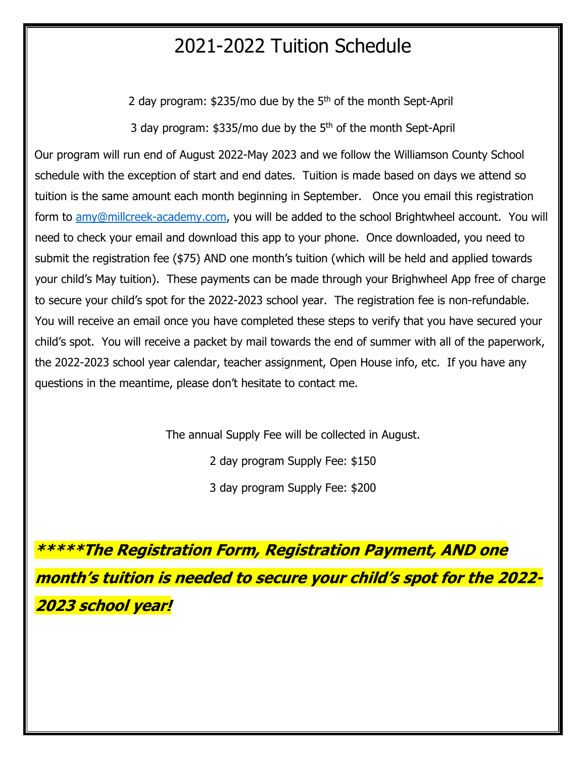# 2021-2022 Tuition Schedule

2 day program: \$235/mo due by the 5th of the month Sept-April

3 day program: \$335/mo due by the 5th of the month Sept-April

Our program will run end of August 2022-May 2023 and we follow the Williamson County School schedule with the exception of start and end dates. Tuition is made based on days we attend so tuition is the same amount each month beginning in September. Once you email this registration form to amy@millcreek-academy.com, you will be added to the school Brightwheel account. You will need to check your email and download this app to your phone. Once downloaded, you need to submit the registration fee (\$75) AND one month's tuition (which will be held and applied towards your child's May tuition). These payments can be made through your Brighwheel App free of charge to secure your child's spot for the 2022-2023 school year. The registration fee is non-refundable. You will receive an email once you have completed these steps to verify that you have secured your child's spot. You will receive a packet by mail towards the end of summer with all of the paperwork, the 2022-2023 school year calendar, teacher assignment, Open House info, etc. If you have any questions in the meantime, please don't hesitate to contact me.

The annual Supply Fee will be collected in August.

2 day program Supply Fee: \$150

3 day program Supply Fee: \$200

***\*\*\*\*\*The Registration Form, Registration Payment, AND one month's tuition is needed to secure your child's spot for the 2022-2023 school year!***